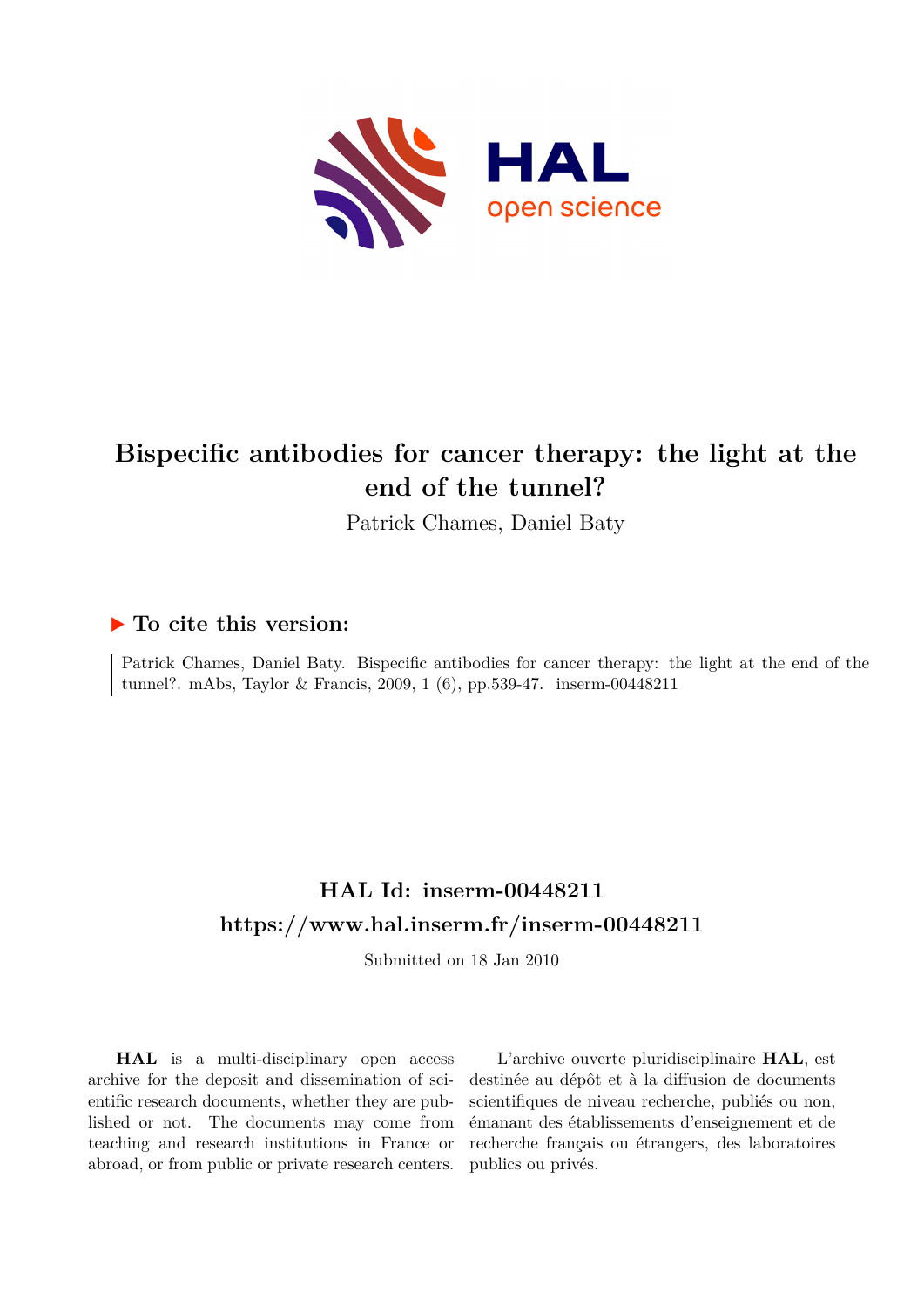# Bispecific antibodies for cancer therapy: the light at the end of the tunnel?

Patrick Chames, Daniel Baty

## ▶ To cite this version:

Patrick Chames, Daniel Baty. Bispecific antibodies for cancer therapy: the light at the end of the tunnel?. mAbs, Taylor & Francis, 2009, 1 (6), pp.539-47. inserm-00448211

## HAL Id: inserm-00448211

## https://www.hal.inserm.fr/inserm-00448211

Submitted on 18 Jan 2010

**HAL** is a multi-disciplinary open access archive for the deposit and dissemination of scientific research documents, whether they are published or not. The documents may come from teaching and research institutions in France or abroad, or from public or private research centers.

L'archive ouverte pluridisciplinaire **HAL**, est destinée au dépôt et à la diffusion de documents scientifiques de niveau recherche, publiés ou non, émanant des établissements d'enseignement et de recherche français ou étrangers, des laboratoires publics ou privés.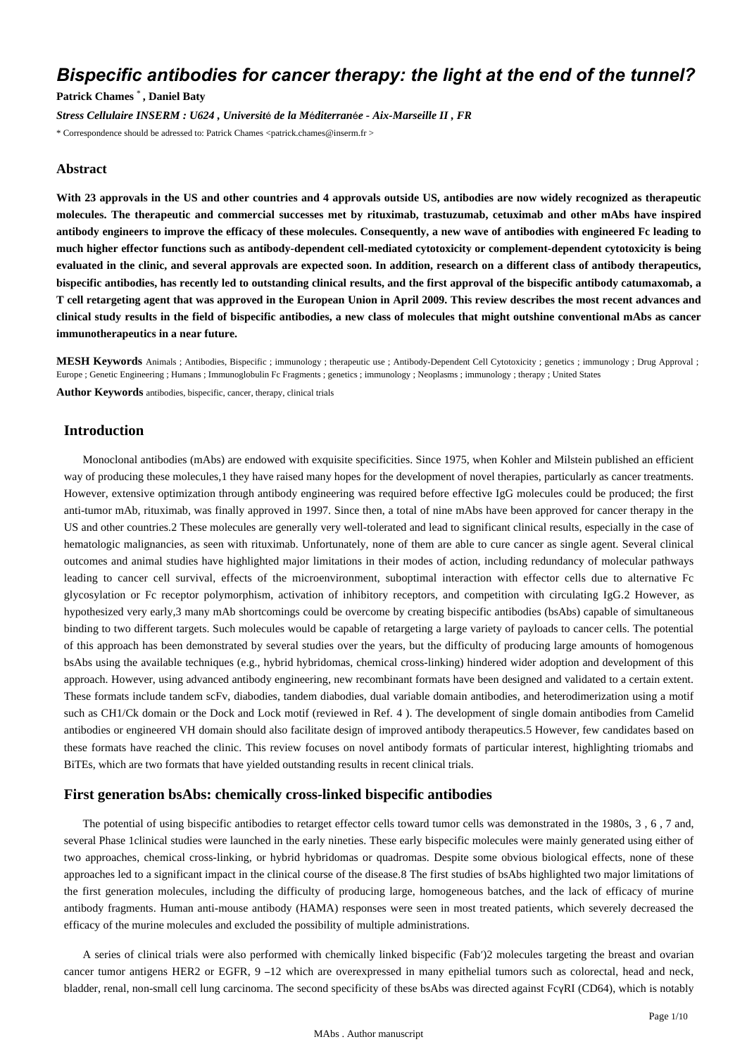# Bispecific antibodies for cancer therapy: the light at the end of the tunnel?

**Patrick Chames** [*] **, Daniel Baty**

*Stress Cellulaire INSERM : U624 , Université de la Méditerranée - Aix-Marseille II , FR*

[*] Correspondence should be adressed to: Patrick Chames <patrick.chames@inserm.fr >

## Abstract

**With 23 approvals in the US and other countries and 4 approvals outside US, antibodies are now widely recognized as therapeutic molecules. The therapeutic and commercial successes met by rituximab, trastuzumab, cetuximab and other mAbs have inspired antibody engineers to improve the efficacy of these molecules. Consequently, a new wave of antibodies with engineered Fc leading to much higher effector functions such as antibody-dependent cell-mediated cytotoxicity or complement-dependent cytotoxicity is being evaluated in the clinic, and several approvals are expected soon. In addition, research on a different class of antibody therapeutics, bispecific antibodies, has recently led to outstanding clinical results, and the first approval of the bispecific antibody catumaxomab, a T cell retargeting agent that was approved in the European Union in April 2009. This review describes the most recent advances and clinical study results in the field of bispecific antibodies, a new class of molecules that might outshine conventional mAbs as cancer immunotherapeutics in a near future.**

**MESH Keywords** Animals ; Antibodies, Bispecific ; immunology ; therapeutic use ; Antibody-Dependent Cell Cytotoxicity ; genetics ; immunology ; Drug Approval ; Europe ; Genetic Engineering ; Humans ; Immunoglobulin Fc Fragments ; genetics ; immunology ; Neoplasms ; immunology ; therapy ; United States

**Author Keywords** antibodies, bispecific, cancer, therapy, clinical trials

## Introduction

Monoclonal antibodies (mAbs) are endowed with exquisite specificities. Since 1975, when Kohler and Milstein published an efficient way of producing these molecules,1 they have raised many hopes for the development of novel therapies, particularly as cancer treatments. However, extensive optimization through antibody engineering was required before effective IgG molecules could be produced; the first anti-tumor mAb, rituximab, was finally approved in 1997. Since then, a total of nine mAbs have been approved for cancer therapy in the US and other countries.2 These molecules are generally very well-tolerated and lead to significant clinical results, especially in the case of hematologic malignancies, as seen with rituximab. Unfortunately, none of them are able to cure cancer as single agent. Several clinical outcomes and animal studies have highlighted major limitations in their modes of action, including redundancy of molecular pathways leading to cancer cell survival, effects of the microenvironment, suboptimal interaction with effector cells due to alternative Fc glycosylation or Fc receptor polymorphism, activation of inhibitory receptors, and competition with circulating IgG.2 However, as hypothesized very early,3 many mAb shortcomings could be overcome by creating bispecific antibodies (bsAbs) capable of simultaneous binding to two different targets. Such molecules would be capable of retargeting a large variety of payloads to cancer cells. The potential of this approach has been demonstrated by several studies over the years, but the difficulty of producing large amounts of homogenous bsAbs using the available techniques (e.g., hybrid hybridomas, chemical cross-linking) hindered wider adoption and development of this approach. However, using advanced antibody engineering, new recombinant formats have been designed and validated to a certain extent. These formats include tandem scFv, diabodies, tandem diabodies, dual variable domain antibodies, and heterodimerization using a motif such as CH1/Ck domain or the Dock and Lock motif (reviewed in Ref. 4 ). The development of single domain antibodies from Camelid antibodies or engineered VH domain should also facilitate design of improved antibody therapeutics.5 However, few candidates based on these formats have reached the clinic. This review focuses on novel antibody formats of particular interest, highlighting triomabs and BiTEs, which are two formats that have yielded outstanding results in recent clinical trials.

## First generation bsAbs: chemically cross-linked bispecific antibodies

The potential of using bispecific antibodies to retarget effector cells toward tumor cells was demonstrated in the 1980s, 3 , 6 , 7 and, several Phase 1clinical studies were launched in the early nineties. These early bispecific molecules were mainly generated using either of two approaches, chemical cross-linking, or hybrid hybridomas or quadromas. Despite some obvious biological effects, none of these approaches led to a significant impact in the clinical course of the disease.8 The first studies of bsAbs highlighted two major limitations of the first generation molecules, including the difficulty of producing large, homogeneous batches, and the lack of efficacy of murine antibody fragments. Human anti-mouse antibody (HAMA) responses were seen in most treated patients, which severely decreased the efficacy of the murine molecules and excluded the possibility of multiple administrations.

A series of clinical trials were also performed with chemically linked bispecific (Fab′)2 molecules targeting the breast and ovarian cancer tumor antigens HER2 or EGFR, 9 –12 which are overexpressed in many epithelial tumors such as colorectal, head and neck, bladder, renal, non-small cell lung carcinoma. The second specificity of these bsAbs was directed against FcγRI (CD64), which is notably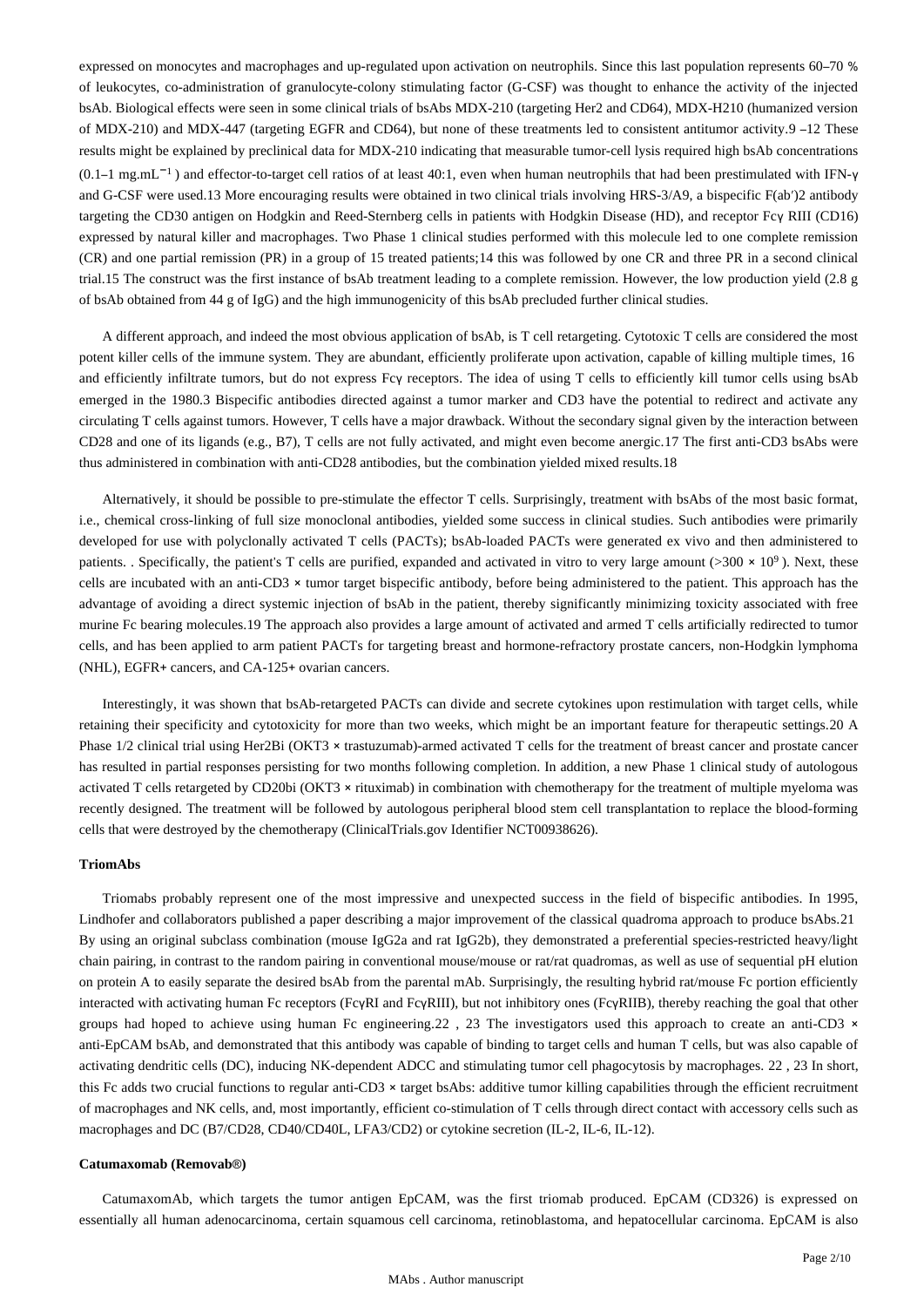expressed on monocytes and macrophages and up-regulated upon activation on neutrophils. Since this last population represents 60–70 % of leukocytes, co-administration of granulocyte-colony stimulating factor (G-CSF) was thought to enhance the activity of the injected bsAb. Biological effects were seen in some clinical trials of bsAbs MDX-210 (targeting Her2 and CD64), MDX-H210 (humanized version of MDX-210) and MDX-447 (targeting EGFR and CD64), but none of these treatments led to consistent antitumor activity.9 –12 These results might be explained by preclinical data for MDX-210 indicating that measurable tumor-cell lysis required high bsAb concentrations (0.1–1 mg.mL$^{-1}$) and effector-to-target cell ratios of at least 40:1, even when human neutrophils that had been prestimulated with IFN-γ and G-CSF were used.13 More encouraging results were obtained in two clinical trials involving HRS-3/A9, a bispecific F(ab′)2 antibody targeting the CD30 antigen on Hodgkin and Reed-Sternberg cells in patients with Hodgkin Disease (HD), and receptor Fcγ RIII (CD16) expressed by natural killer and macrophages. Two Phase 1 clinical studies performed with this molecule led to one complete remission (CR) and one partial remission (PR) in a group of 15 treated patients;14 this was followed by one CR and three PR in a second clinical trial.15 The construct was the first instance of bsAb treatment leading to a complete remission. However, the low production yield (2.8 g of bsAb obtained from 44 g of IgG) and the high immunogenicity of this bsAb precluded further clinical studies.

A different approach, and indeed the most obvious application of bsAb, is T cell retargeting. Cytotoxic T cells are considered the most potent killer cells of the immune system. They are abundant, efficiently proliferate upon activation, capable of killing multiple times, 16 and efficiently infiltrate tumors, but do not express Fcγ receptors. The idea of using T cells to efficiently kill tumor cells using bsAb emerged in the 1980.3 Bispecific antibodies directed against a tumor marker and CD3 have the potential to redirect and activate any circulating T cells against tumors. However, T cells have a major drawback. Without the secondary signal given by the interaction between CD28 and one of its ligands (e.g., B7), T cells are not fully activated, and might even become anergic.17 The first anti-CD3 bsAbs were thus administered in combination with anti-CD28 antibodies, but the combination yielded mixed results.18

Alternatively, it should be possible to pre-stimulate the effector T cells. Surprisingly, treatment with bsAbs of the most basic format, i.e., chemical cross-linking of full size monoclonal antibodies, yielded some success in clinical studies. Such antibodies were primarily developed for use with polyclonally activated T cells (PACTs); bsAb-loaded PACTs were generated ex vivo and then administered to patients. . Specifically, the patient's T cells are purified, expanded and activated in vitro to very large amount (>300 × 10$^{9}$). Next, these cells are incubated with an anti-CD3 × tumor target bispecific antibody, before being administered to the patient. This approach has the advantage of avoiding a direct systemic injection of bsAb in the patient, thereby significantly minimizing toxicity associated with free murine Fc bearing molecules.19 The approach also provides a large amount of activated and armed T cells artificially redirected to tumor cells, and has been applied to arm patient PACTs for targeting breast and hormone-refractory prostate cancers, non-Hodgkin lymphoma (NHL), EGFR+ cancers, and CA-125+ ovarian cancers.

Interestingly, it was shown that bsAb-retargeted PACTs can divide and secrete cytokines upon restimulation with target cells, while retaining their specificity and cytotoxicity for more than two weeks, which might be an important feature for therapeutic settings.20 A Phase 1/2 clinical trial using Her2Bi (OKT3 × trastuzumab)-armed activated T cells for the treatment of breast cancer and prostate cancer has resulted in partial responses persisting for two months following completion. In addition, a new Phase 1 clinical study of autologous activated T cells retargeted by CD20bi (OKT3 × rituximab) in combination with chemotherapy for the treatment of multiple myeloma was recently designed. The treatment will be followed by autologous peripheral blood stem cell transplantation to replace the blood-forming cells that were destroyed by the chemotherapy (ClinicalTrials.gov Identifier NCT00938626).

### TriomAbs

Triomabs probably represent one of the most impressive and unexpected success in the field of bispecific antibodies. In 1995, Lindhofer and collaborators published a paper describing a major improvement of the classical quadroma approach to produce bsAbs.21 By using an original subclass combination (mouse IgG2a and rat IgG2b), they demonstrated a preferential species-restricted heavy/light chain pairing, in contrast to the random pairing in conventional mouse/mouse or rat/rat quadromas, as well as use of sequential pH elution on protein A to easily separate the desired bsAb from the parental mAb. Surprisingly, the resulting hybrid rat/mouse Fc portion efficiently interacted with activating human Fc receptors (FcγRI and FcγRIII), but not inhibitory ones (FcγRIIB), thereby reaching the goal that other groups had hoped to achieve using human Fc engineering.22 , 23 The investigators used this approach to create an anti-CD3 × anti-EpCAM bsAb, and demonstrated that this antibody was capable of binding to target cells and human T cells, but was also capable of activating dendritic cells (DC), inducing NK-dependent ADCC and stimulating tumor cell phagocytosis by macrophages. 22 , 23 In short, this Fc adds two crucial functions to regular anti-CD3 × target bsAbs: additive tumor killing capabilities through the efficient recruitment of macrophages and NK cells, and, most importantly, efficient co-stimulation of T cells through direct contact with accessory cells such as macrophages and DC (B7/CD28, CD40/CD40L, LFA3/CD2) or cytokine secretion (IL-2, IL-6, IL-12).

### Catumaxomab (Removab®)

CatumaxomAb, which targets the tumor antigen EpCAM, was the first triomab produced. EpCAM (CD326) is expressed on essentially all human adenocarcinoma, certain squamous cell carcinoma, retinoblastoma, and hepatocellular carcinoma. EpCAM is also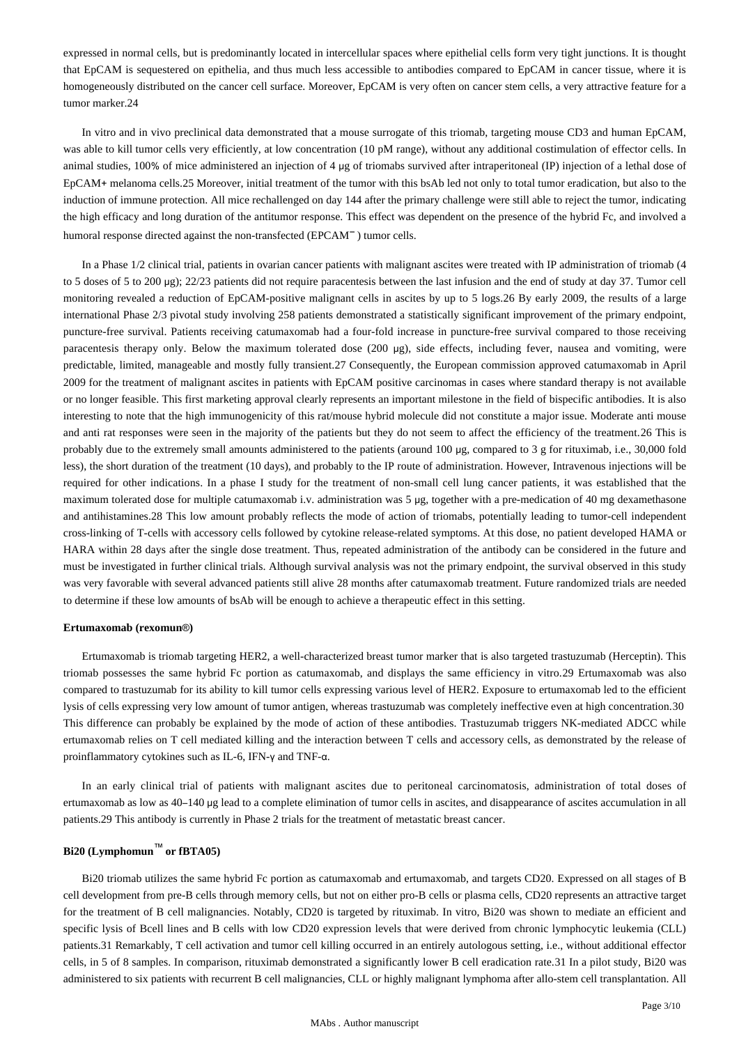expressed in normal cells, but is predominantly located in intercellular spaces where epithelial cells form very tight junctions. It is thought that EpCAM is sequestered on epithelia, and thus much less accessible to antibodies compared to EpCAM in cancer tissue, where it is homogeneously distributed on the cancer cell surface. Moreover, EpCAM is very often on cancer stem cells, a very attractive feature for a tumor marker.24

In vitro and in vivo preclinical data demonstrated that a mouse surrogate of this triomab, targeting mouse CD3 and human EpCAM, was able to kill tumor cells very efficiently, at low concentration (10 pM range), without any additional costimulation of effector cells. In animal studies, 100% of mice administered an injection of 4 μg of triomabs survived after intraperitoneal (IP) injection of a lethal dose of EpCAM+ melanoma cells.25 Moreover, initial treatment of the tumor with this bsAb led not only to total tumor eradication, but also to the induction of immune protection. All mice rechallenged on day 144 after the primary challenge were still able to reject the tumor, indicating the high efficacy and long duration of the antitumor response. This effect was dependent on the presence of the hybrid Fc, and involved a humoral response directed against the non-transfected ($EPCAM^{-}$) tumor cells.

In a Phase 1/2 clinical trial, patients in ovarian cancer patients with malignant ascites were treated with IP administration of triomab (4 to 5 doses of 5 to 200 μg); 22/23 patients did not require paracentesis between the last infusion and the end of study at day 37. Tumor cell monitoring revealed a reduction of EpCAM-positive malignant cells in ascites by up to 5 logs.26 By early 2009, the results of a large international Phase 2/3 pivotal study involving 258 patients demonstrated a statistically significant improvement of the primary endpoint, puncture-free survival. Patients receiving catumaxomab had a four-fold increase in puncture-free survival compared to those receiving paracentesis therapy only. Below the maximum tolerated dose (200 μg), side effects, including fever, nausea and vomiting, were predictable, limited, manageable and mostly fully transient.27 Consequently, the European commission approved catumaxomab in April 2009 for the treatment of malignant ascites in patients with EpCAM positive carcinomas in cases where standard therapy is not available or no longer feasible. This first marketing approval clearly represents an important milestone in the field of bispecific antibodies. It is also interesting to note that the high immunogenicity of this rat/mouse hybrid molecule did not constitute a major issue. Moderate anti mouse and anti rat responses were seen in the majority of the patients but they do not seem to affect the efficiency of the treatment.26 This is probably due to the extremely small amounts administered to the patients (around 100 μg, compared to 3 g for rituximab, i.e., 30,000 fold less), the short duration of the treatment (10 days), and probably to the IP route of administration. However, Intravenous injections will be required for other indications. In a phase I study for the treatment of non-small cell lung cancer patients, it was established that the maximum tolerated dose for multiple catumaxomab i.v. administration was 5 μg, together with a pre-medication of 40 mg dexamethasone and antihistamines.28 This low amount probably reflects the mode of action of triomabs, potentially leading to tumor-cell independent cross-linking of T-cells with accessory cells followed by cytokine release-related symptoms. At this dose, no patient developed HAMA or HARA within 28 days after the single dose treatment. Thus, repeated administration of the antibody can be considered in the future and must be investigated in further clinical trials. Although survival analysis was not the primary endpoint, the survival observed in this study was very favorable with several advanced patients still alive 28 months after catumaxomab treatment. Future randomized trials are needed to determine if these low amounts of bsAb will be enough to achieve a therapeutic effect in this setting.

#### Ertumaxomab (rexomun®)

Ertumaxomab is triomab targeting HER2, a well-characterized breast tumor marker that is also targeted trastuzumab (Herceptin). This triomab possesses the same hybrid Fc portion as catumaxomab, and displays the same efficiency in vitro.29 Ertumaxomab was also compared to trastuzumab for its ability to kill tumor cells expressing various level of HER2. Exposure to ertumaxomab led to the efficient lysis of cells expressing very low amount of tumor antigen, whereas trastuzumab was completely ineffective even at high concentration.30 This difference can probably be explained by the mode of action of these antibodies. Trastuzumab triggers NK-mediated ADCC while ertumaxomab relies on T cell mediated killing and the interaction between T cells and accessory cells, as demonstrated by the release of proinflammatory cytokines such as IL-6, IFN-γ and TNF-α.

In an early clinical trial of patients with malignant ascites due to peritoneal carcinomatosis, administration of total doses of ertumaxomab as low as 40–140 μg lead to a complete elimination of tumor cells in ascites, and disappearance of ascites accumulation in all patients.29 This antibody is currently in Phase 2 trials for the treatment of metastatic breast cancer.

#### Bi20 (Lymphomun™ or fBTA05)

Bi20 triomab utilizes the same hybrid Fc portion as catumaxomab and ertumaxomab, and targets CD20. Expressed on all stages of B cell development from pre-B cells through memory cells, but not on either pro-B cells or plasma cells, CD20 represents an attractive target for the treatment of B cell malignancies. Notably, CD20 is targeted by rituximab. In vitro, Bi20 was shown to mediate an efficient and specific lysis of Bcell lines and B cells with low CD20 expression levels that were derived from chronic lymphocytic leukemia (CLL) patients.31 Remarkably, T cell activation and tumor cell killing occurred in an entirely autologous setting, i.e., without additional effector cells, in 5 of 8 samples. In comparison, rituximab demonstrated a significantly lower B cell eradication rate.31 In a pilot study, Bi20 was administered to six patients with recurrent B cell malignancies, CLL or highly malignant lymphoma after allo-stem cell transplantation. All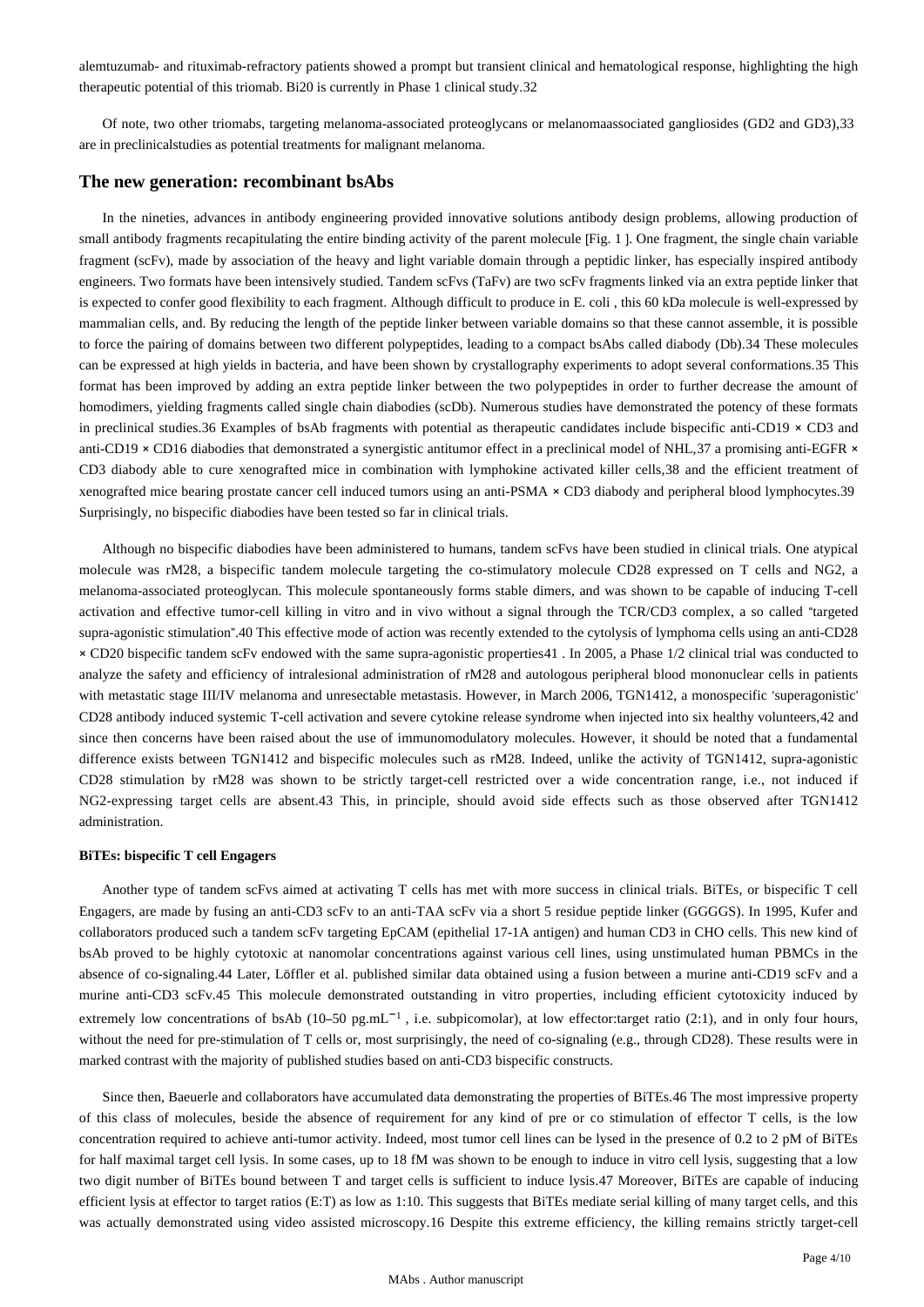alemtuzumab- and rituximab-refractory patients showed a prompt but transient clinical and hematological response, highlighting the high therapeutic potential of this triomab. Bi20 is currently in Phase 1 clinical study.32

Of note, two other triomabs, targeting melanoma-associated proteoglycans or melanomaassociated gangliosides (GD2 and GD3),33 are in preclinicalstudies as potential treatments for malignant melanoma.

## The new generation: recombinant bsAbs

In the nineties, advances in antibody engineering provided innovative solutions antibody design problems, allowing production of small antibody fragments recapitulating the entire binding activity of the parent molecule [Fig. 1 ]. One fragment, the single chain variable fragment (scFv), made by association of the heavy and light variable domain through a peptidic linker, has especially inspired antibody engineers. Two formats have been intensively studied. Tandem scFvs (TaFv) are two scFv fragments linked via an extra peptide linker that is expected to confer good flexibility to each fragment. Although difficult to produce in E. coli , this 60 kDa molecule is well-expressed by mammalian cells, and. By reducing the length of the peptide linker between variable domains so that these cannot assemble, it is possible to force the pairing of domains between two different polypeptides, leading to a compact bsAbs called diabody (Db).34 These molecules can be expressed at high yields in bacteria, and have been shown by crystallography experiments to adopt several conformations.35 This format has been improved by adding an extra peptide linker between the two polypeptides in order to further decrease the amount of homodimers, yielding fragments called single chain diabodies (scDb). Numerous studies have demonstrated the potency of these formats in preclinical studies.36 Examples of bsAb fragments with potential as therapeutic candidates include bispecific anti-CD19 × CD3 and anti-CD19 × CD16 diabodies that demonstrated a synergistic antitumor effect in a preclinical model of NHL,37 a promising anti-EGFR × CD3 diabody able to cure xenografted mice in combination with lymphokine activated killer cells,38 and the efficient treatment of xenografted mice bearing prostate cancer cell induced tumors using an anti-PSMA × CD3 diabody and peripheral blood lymphocytes.39 Surprisingly, no bispecific diabodies have been tested so far in clinical trials.

Although no bispecific diabodies have been administered to humans, tandem scFvs have been studied in clinical trials. One atypical molecule was rM28, a bispecific tandem molecule targeting the co-stimulatory molecule CD28 expressed on T cells and NG2, a melanoma-associated proteoglycan. This molecule spontaneously forms stable dimers, and was shown to be capable of inducing T-cell activation and effective tumor-cell killing in vitro and in vivo without a signal through the TCR/CD3 complex, a so called "targeted supra-agonistic stimulation".40 This effective mode of action was recently extended to the cytolysis of lymphoma cells using an anti-CD28 × CD20 bispecific tandem scFv endowed with the same supra-agonistic properties41 . In 2005, a Phase 1/2 clinical trial was conducted to analyze the safety and efficiency of intralesional administration of rM28 and autologous peripheral blood mononuclear cells in patients with metastatic stage III/IV melanoma and unresectable metastasis. However, in March 2006, TGN1412, a monospecific 'superagonistic' CD28 antibody induced systemic T-cell activation and severe cytokine release syndrome when injected into six healthy volunteers,42 and since then concerns have been raised about the use of immunomodulatory molecules. However, it should be noted that a fundamental difference exists between TGN1412 and bispecific molecules such as rM28. Indeed, unlike the activity of TGN1412, supra-agonistic CD28 stimulation by rM28 was shown to be strictly target-cell restricted over a wide concentration range, i.e., not induced if NG2-expressing target cells are absent.43 This, in principle, should avoid side effects such as those observed after TGN1412 administration.

### BiTEs: bispecific T cell Engagers

Another type of tandem scFvs aimed at activating T cells has met with more success in clinical trials. BiTEs, or bispecific T cell Engagers, are made by fusing an anti-CD3 scFv to an anti-TAA scFv via a short 5 residue peptide linker (GGGGS). In 1995, Kufer and collaborators produced such a tandem scFv targeting EpCAM (epithelial 17-1A antigen) and human CD3 in CHO cells. This new kind of bsAb proved to be highly cytotoxic at nanomolar concentrations against various cell lines, using unstimulated human PBMCs in the absence of co-signaling.44 Later, Löffler et al. published similar data obtained using a fusion between a murine anti-CD19 scFv and a murine anti-CD3 scFv.45 This molecule demonstrated outstanding in vitro properties, including efficient cytotoxicity induced by extremely low concentrations of bsAb (10–50 pg.mL$^{-1}$ , i.e. subpicomolar), at low effector:target ratio (2:1), and in only four hours, without the need for pre-stimulation of T cells or, most surprisingly, the need of co-signaling (e.g., through CD28). These results were in marked contrast with the majority of published studies based on anti-CD3 bispecific constructs.

Since then, Baeuerle and collaborators have accumulated data demonstrating the properties of BiTEs.46 The most impressive property of this class of molecules, beside the absence of requirement for any kind of pre or co stimulation of effector T cells, is the low concentration required to achieve anti-tumor activity. Indeed, most tumor cell lines can be lysed in the presence of 0.2 to 2 pM of BiTEs for half maximal target cell lysis. In some cases, up to 18 fM was shown to be enough to induce in vitro cell lysis, suggesting that a low two digit number of BiTEs bound between T and target cells is sufficient to induce lysis.47 Moreover, BiTEs are capable of inducing efficient lysis at effector to target ratios (E:T) as low as 1:10. This suggests that BiTEs mediate serial killing of many target cells, and this was actually demonstrated using video assisted microscopy.16 Despite this extreme efficiency, the killing remains strictly target-cell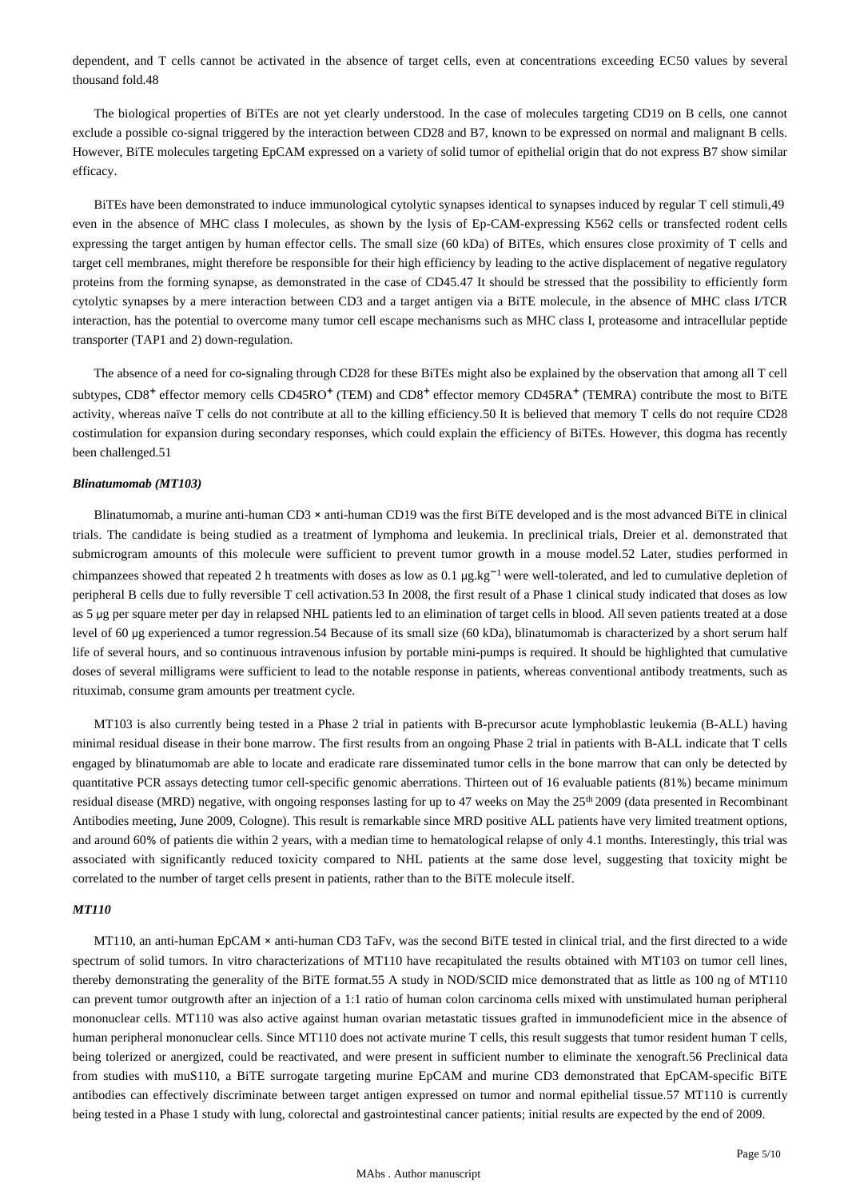dependent, and T cells cannot be activated in the absence of target cells, even at concentrations exceeding EC50 values by several thousand fold.48

The biological properties of BiTEs are not yet clearly understood. In the case of molecules targeting CD19 on B cells, one cannot exclude a possible co-signal triggered by the interaction between CD28 and B7, known to be expressed on normal and malignant B cells. However, BiTE molecules targeting EpCAM expressed on a variety of solid tumor of epithelial origin that do not express B7 show similar efficacy.

BiTEs have been demonstrated to induce immunological cytolytic synapses identical to synapses induced by regular T cell stimuli,49 even in the absence of MHC class I molecules, as shown by the lysis of Ep-CAM-expressing K562 cells or transfected rodent cells expressing the target antigen by human effector cells. The small size (60 kDa) of BiTEs, which ensures close proximity of T cells and target cell membranes, might therefore be responsible for their high efficiency by leading to the active displacement of negative regulatory proteins from the forming synapse, as demonstrated in the case of CD45.47 It should be stressed that the possibility to efficiently form cytolytic synapses by a mere interaction between CD3 and a target antigen via a BiTE molecule, in the absence of MHC class I/TCR interaction, has the potential to overcome many tumor cell escape mechanisms such as MHC class I, proteasome and intracellular peptide transporter (TAP1 and 2) down-regulation.

The absence of a need for co-signaling through CD28 for these BiTEs might also be explained by the observation that among all T cell subtypes, $CD8^+$ effector memory cells $CD45RO^+$ (TEM) and $CD8^+$ effector memory $CD45RA^+$ (TEMRA) contribute the most to BiTE activity, whereas naïve T cells do not contribute at all to the killing efficiency.50 It is believed that memory T cells do not require CD28 costimulation for expansion during secondary responses, which could explain the efficiency of BiTEs. However, this dogma has recently been challenged.51

***Blinatumomab (MT103)***

Blinatumomab, a murine anti-human CD3 × anti-human CD19 was the first BiTE developed and is the most advanced BiTE in clinical trials. The candidate is being studied as a treatment of lymphoma and leukemia. In preclinical trials, Dreier et al. demonstrated that submicrogram amounts of this molecule were sufficient to prevent tumor growth in a mouse model.52 Later, studies performed in chimpanzees showed that repeated 2 h treatments with doses as low as 0.1 $\mu g.kg^{-1}$ were well-tolerated, and led to cumulative depletion of peripheral B cells due to fully reversible T cell activation.53 In 2008, the first result of a Phase 1 clinical study indicated that doses as low as 5 μg per square meter per day in relapsed NHL patients led to an elimination of target cells in blood. All seven patients treated at a dose level of 60 μg experienced a tumor regression.54 Because of its small size (60 kDa), blinatumomab is characterized by a short serum half life of several hours, and so continuous intravenous infusion by portable mini-pumps is required. It should be highlighted that cumulative doses of several milligrams were sufficient to lead to the notable response in patients, whereas conventional antibody treatments, such as rituximab, consume gram amounts per treatment cycle.

MT103 is also currently being tested in a Phase 2 trial in patients with B-precursor acute lymphoblastic leukemia (B-ALL) having minimal residual disease in their bone marrow. The first results from an ongoing Phase 2 trial in patients with B-ALL indicate that T cells engaged by blinatumomab are able to locate and eradicate rare disseminated tumor cells in the bone marrow that can only be detected by quantitative PCR assays detecting tumor cell-specific genomic aberrations. Thirteen out of 16 evaluable patients (81%) became minimum residual disease (MRD) negative, with ongoing responses lasting for up to 47 weeks on May the 25th 2009 (data presented in Recombinant Antibodies meeting, June 2009, Cologne). This result is remarkable since MRD positive ALL patients have very limited treatment options, and around 60% of patients die within 2 years, with a median time to hematological relapse of only 4.1 months. Interestingly, this trial was associated with significantly reduced toxicity compared to NHL patients at the same dose level, suggesting that toxicity might be correlated to the number of target cells present in patients, rather than to the BiTE molecule itself.

***MT110***

MT110, an anti-human EpCAM × anti-human CD3 TaFv, was the second BiTE tested in clinical trial, and the first directed to a wide spectrum of solid tumors. In vitro characterizations of MT110 have recapitulated the results obtained with MT103 on tumor cell lines, thereby demonstrating the generality of the BiTE format.55 A study in NOD/SCID mice demonstrated that as little as 100 ng of MT110 can prevent tumor outgrowth after an injection of a 1:1 ratio of human colon carcinoma cells mixed with unstimulated human peripheral mononuclear cells. MT110 was also active against human ovarian metastatic tissues grafted in immunodeficient mice in the absence of human peripheral mononuclear cells. Since MT110 does not activate murine T cells, this result suggests that tumor resident human T cells, being tolerized or anergized, could be reactivated, and were present in sufficient number to eliminate the xenograft.56 Preclinical data from studies with muS110, a BiTE surrogate targeting murine EpCAM and murine CD3 demonstrated that EpCAM-specific BiTE antibodies can effectively discriminate between target antigen expressed on tumor and normal epithelial tissue.57 MT110 is currently being tested in a Phase 1 study with lung, colorectal and gastrointestinal cancer patients; initial results are expected by the end of 2009.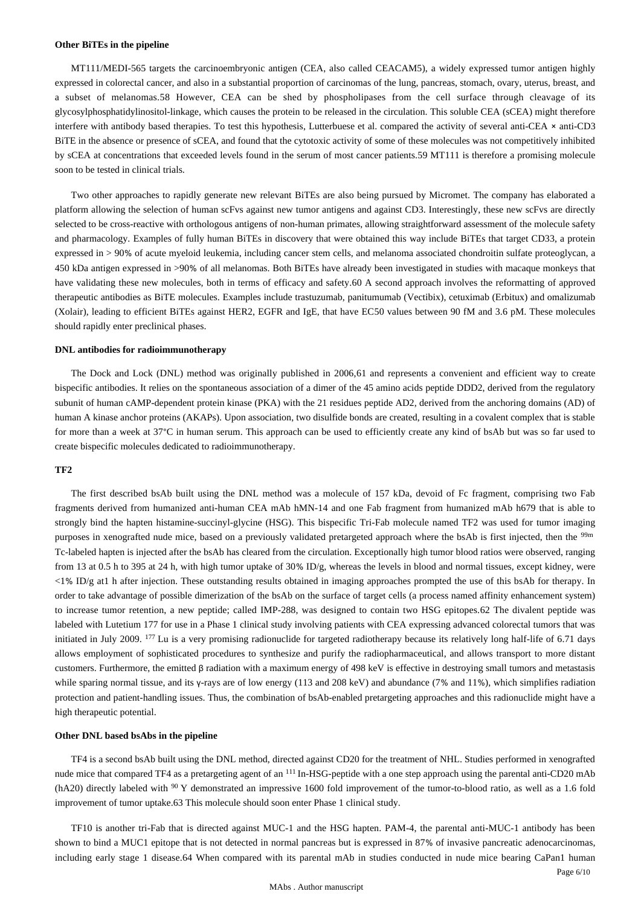### Other BiTEs in the pipeline

MT111/MEDI-565 targets the carcinoembryonic antigen (CEA, also called CEACAM5), a widely expressed tumor antigen highly expressed in colorectal cancer, and also in a substantial proportion of carcinomas of the lung, pancreas, stomach, ovary, uterus, breast, and a subset of melanomas.58 However, CEA can be shed by phospholipases from the cell surface through cleavage of its glycosylphosphatidylinositol-linkage, which causes the protein to be released in the circulation. This soluble CEA (sCEA) might therefore interfere with antibody based therapies. To test this hypothesis, Lutterbuese et al. compared the activity of several anti-CEA × anti-CD3 BiTE in the absence or presence of sCEA, and found that the cytotoxic activity of some of these molecules was not competitively inhibited by sCEA at concentrations that exceeded levels found in the serum of most cancer patients.59 MT111 is therefore a promising molecule soon to be tested in clinical trials.

Two other approaches to rapidly generate new relevant BiTEs are also being pursued by Micromet. The company has elaborated a platform allowing the selection of human scFvs against new tumor antigens and against CD3. Interestingly, these new scFvs are directly selected to be cross-reactive with orthologous antigens of non-human primates, allowing straightforward assessment of the molecule safety and pharmacology. Examples of fully human BiTEs in discovery that were obtained this way include BiTEs that target CD33, a protein expressed in > 90% of acute myeloid leukemia, including cancer stem cells, and melanoma associated chondroitin sulfate proteoglycan, a 450 kDa antigen expressed in >90% of all melanomas. Both BiTEs have already been investigated in studies with macaque monkeys that have validating these new molecules, both in terms of efficacy and safety.60 A second approach involves the reformatting of approved therapeutic antibodies as BiTE molecules. Examples include trastuzumab, panitumumab (Vectibix), cetuximab (Erbitux) and omalizumab (Xolair), leading to efficient BiTEs against HER2, EGFR and IgE, that have EC50 values between 90 fM and 3.6 pM. These molecules should rapidly enter preclinical phases.

### DNL antibodies for radioimmunotherapy

The Dock and Lock (DNL) method was originally published in 2006,61 and represents a convenient and efficient way to create bispecific antibodies. It relies on the spontaneous association of a dimer of the 45 amino acids peptide DDD2, derived from the regulatory subunit of human cAMP-dependent protein kinase (PKA) with the 21 residues peptide AD2, derived from the anchoring domains (AD) of human A kinase anchor proteins (AKAPs). Upon association, two disulfide bonds are created, resulting in a covalent complex that is stable for more than a week at 37°C in human serum. This approach can be used to efficiently create any kind of bsAb but was so far used to create bispecific molecules dedicated to radioimmunotherapy.

### TF2

The first described bsAb built using the DNL method was a molecule of 157 kDa, devoid of Fc fragment, comprising two Fab fragments derived from humanized anti-human CEA mAb hMN-14 and one Fab fragment from humanized mAb h679 that is able to strongly bind the hapten histamine-succinyl-glycine (HSG). This bispecific Tri-Fab molecule named TF2 was used for tumor imaging purposes in xenografted nude mice, based on a previously validated pretargeted approach where the bsAb is first injected, then the $^{99m}$Tc-labeled hapten is injected after the bsAb has cleared from the circulation. Exceptionally high tumor blood ratios were observed, ranging from 13 at 0.5 h to 395 at 24 h, with high tumor uptake of 30% ID/g, whereas the levels in blood and normal tissues, except kidney, were <1% ID/g at1 h after injection. These outstanding results obtained in imaging approaches prompted the use of this bsAb for therapy. In order to take advantage of possible dimerization of the bsAb on the surface of target cells (a process named affinity enhancement system) to increase tumor retention, a new peptide; called IMP-288, was designed to contain two HSG epitopes.62 The divalent peptide was labeled with Lutetium 177 for use in a Phase 1 clinical study involving patients with CEA expressing advanced colorectal tumors that was initiated in July 2009. $^{177}$Lu is a very promising radionuclide for targeted radiotherapy because its relatively long half-life of 6.71 days allows employment of sophisticated procedures to synthesize and purify the radiopharmaceutical, and allows transport to more distant customers. Furthermore, the emitted β radiation with a maximum energy of 498 keV is effective in destroying small tumors and metastasis while sparing normal tissue, and its γ-rays are of low energy (113 and 208 keV) and abundance (7% and 11%), which simplifies radiation protection and patient-handling issues. Thus, the combination of bsAb-enabled pretargeting approaches and this radionuclide might have a high therapeutic potential.

### Other DNL based bsAbs in the pipeline

TF4 is a second bsAb built using the DNL method, directed against CD20 for the treatment of NHL. Studies performed in xenografted nude mice that compared TF4 as a pretargeting agent of an $^{111}$In-HSG-peptide with a one step approach using the parental anti-CD20 mAb (hA20) directly labeled with $^{90}$Y demonstrated an impressive 1600 fold improvement of the tumor-to-blood ratio, as well as a 1.6 fold improvement of tumor uptake.63 This molecule should soon enter Phase 1 clinical study.

TF10 is another tri-Fab that is directed against MUC-1 and the HSG hapten. PAM-4, the parental anti-MUC-1 antibody has been shown to bind a MUC1 epitope that is not detected in normal pancreas but is expressed in 87% of invasive pancreatic adenocarcinomas, including early stage 1 disease.64 When compared with its parental mAb in studies conducted in nude mice bearing CaPan1 human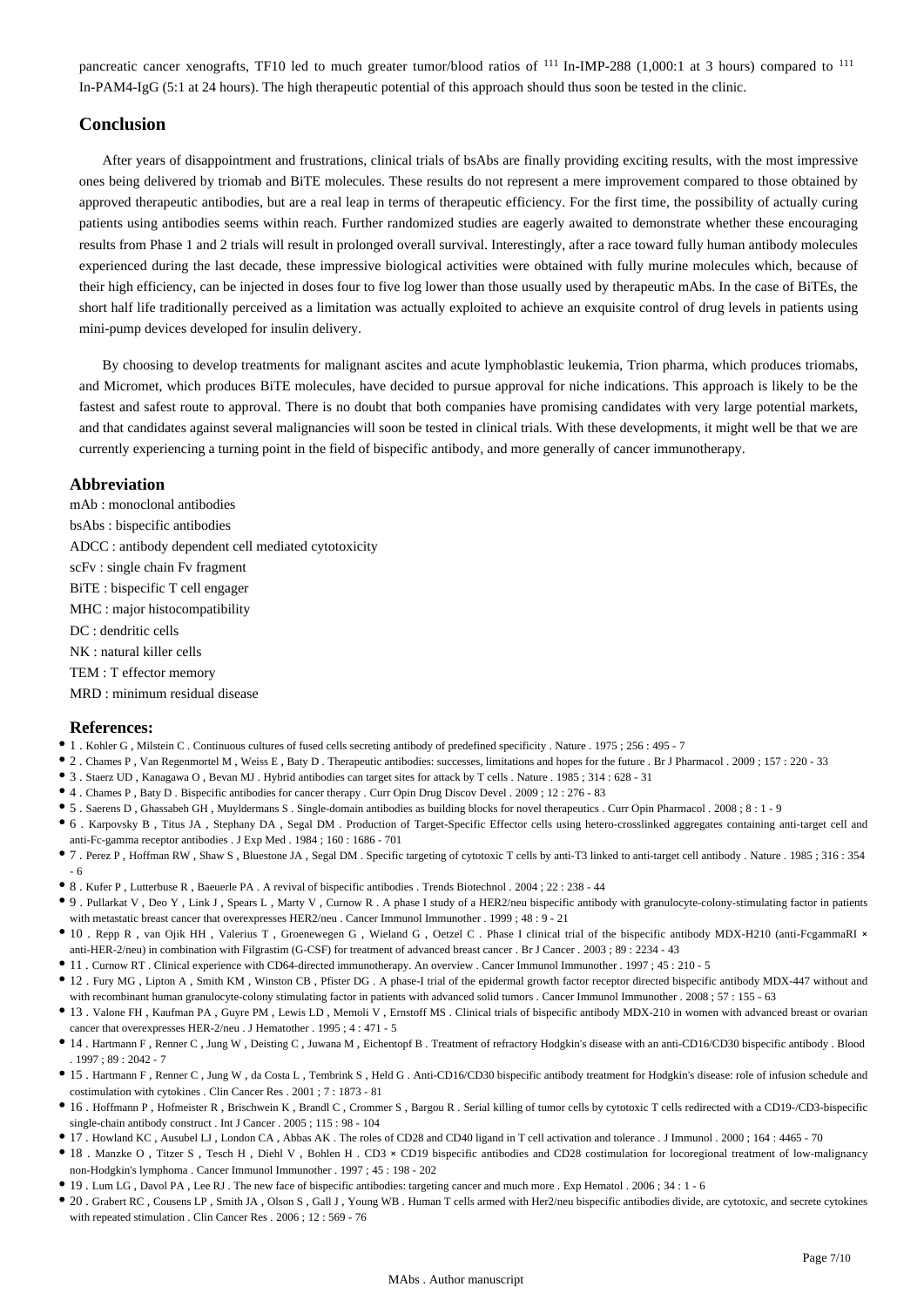pancreatic cancer xenografts, TF10 led to much greater tumor/blood ratios of $^{111}$ In-IMP-288 (1,000:1 at 3 hours) compared to $^{111}$ In-PAM4-IgG (5:1 at 24 hours). The high therapeutic potential of this approach should thus soon be tested in the clinic.

## Conclusion

After years of disappointment and frustrations, clinical trials of bsAbs are finally providing exciting results, with the most impressive ones being delivered by triomab and BiTE molecules. These results do not represent a mere improvement compared to those obtained by approved therapeutic antibodies, but are a real leap in terms of therapeutic efficiency. For the first time, the possibility of actually curing patients using antibodies seems within reach. Further randomized studies are eagerly awaited to demonstrate whether these encouraging results from Phase 1 and 2 trials will result in prolonged overall survival. Interestingly, after a race toward fully human antibody molecules experienced during the last decade, these impressive biological activities were obtained with fully murine molecules which, because of their high efficiency, can be injected in doses four to five log lower than those usually used by therapeutic mAbs. In the case of BiTEs, the short half life traditionally perceived as a limitation was actually exploited to achieve an exquisite control of drug levels in patients using mini-pump devices developed for insulin delivery.

By choosing to develop treatments for malignant ascites and acute lymphoblastic leukemia, Trion pharma, which produces triomabs, and Micromet, which produces BiTE molecules, have decided to pursue approval for niche indications. This approach is likely to be the fastest and safest route to approval. There is no doubt that both companies have promising candidates with very large potential markets, and that candidates against several malignancies will soon be tested in clinical trials. With these developments, it might well be that we are currently experiencing a turning point in the field of bispecific antibody, and more generally of cancer immunotherapy.

### Abbreviation

mAb : monoclonal antibodies
bsAbs : bispecific antibodies
ADCC : antibody dependent cell mediated cytotoxicity
scFv : single chain Fv fragment
BiTE : bispecific T cell engager
MHC : major histocompatibility
DC : dendritic cells
NK : natural killer cells
TEM : T effector memory
MRD : minimum residual disease

### References:

- 1 . Kohler G , Milstein C . Continuous cultures of fused cells secreting antibody of predefined specificity . Nature . 1975 ; 256 : 495 - 7
- 2 . Chames P , Van Regenmortel M , Weiss E , Baty D . Therapeutic antibodies: successes, limitations and hopes for the future . Br J Pharmacol . 2009 ; 157 : 220 - 33
- 3 . Staerz UD , Kanagawa O , Bevan MJ . Hybrid antibodies can target sites for attack by T cells . Nature . 1985 ; 314 : 628 - 31
- 4 . Chames P , Baty D . Bispecific antibodies for cancer therapy . Curr Opin Drug Discov Devel . 2009 ; 12 : 276 - 83
- 5 . Saerens D , Ghassabeh GH , Muyldermans S . Single-domain antibodies as building blocks for novel therapeutics . Curr Opin Pharmacol . 2008 ; 8 : 1 - 9
- 6 . Karpovsky B , Titus JA , Stephany DA , Segal DM . Production of Target-Specific Effector cells using hetero-crosslinked aggregates containing anti-target cell and anti-Fc-gamma receptor antibodies . J Exp Med . 1984 ; 160 : 1686 - 701
- 7 . Perez P , Hoffman RW , Shaw S , Bluestone JA , Segal DM . Specific targeting of cytotoxic T cells by anti-T3 linked to anti-target cell antibody . Nature . 1985 ; 316 : 354 - 6
- 8 . Kufer P , Lutterbuse R , Baeuerle PA . A revival of bispecific antibodies . Trends Biotechnol . 2004 ; 22 : 238 - 44
- 9 . Pullarkat V , Deo Y , Link J , Spears L , Marty V , Curnow R . A phase I study of a HER2/neu bispecific antibody with granulocyte-colony-stimulating factor in patients with metastatic breast cancer that overexpresses HER2/neu . Cancer Immunol Immunother . 1999 ; 48 : 9 - 21
- 10 . Repp R , van Ojik HH , Valerius T , Groenewegen G , Wieland G , Oetzel C . Phase I clinical trial of the bispecific antibody MDX-H210 (anti-FcgammaRI × anti-HER-2/neu) in combination with Filgrastim (G-CSF) for treatment of advanced breast cancer . Br J Cancer . 2003 ; 89 : 2234 - 43
- 11 . Curnow RT . Clinical experience with CD64-directed immunotherapy. An overview . Cancer Immunol Immunother . 1997 ; 45 : 210 - 5
- 12 . Fury MG , Lipton A , Smith KM , Winston CB , Pfister DG . A phase-I trial of the epidermal growth factor receptor directed bispecific antibody MDX-447 without and with recombinant human granulocyte-colony stimulating factor in patients with advanced solid tumors . Cancer Immunol Immunother . 2008 ; 57 : 155 - 63
- 13 . Valone FH , Kaufman PA , Guyre PM , Lewis LD , Memoli V , Ernstoff MS . Clinical trials of bispecific antibody MDX-210 in women with advanced breast or ovarian cancer that overexpresses HER-2/neu . J Hematother . 1995 ; 4 : 471 - 5
- 14 . Hartmann F , Renner C , Jung W , Deisting C , Juwana M , Eichentopf B . Treatment of refractory Hodgkin's disease with an anti-CD16/CD30 bispecific antibody . Blood . 1997 ; 89 : 2042 - 7
- 15 . Hartmann F , Renner C , Jung W , da Costa L , Tembrink S , Held G . Anti-CD16/CD30 bispecific antibody treatment for Hodgkin's disease: role of infusion schedule and costimulation with cytokines . Clin Cancer Res . 2001 ; 7 : 1873 - 81
- 16 . Hoffmann P , Hofmeister R , Brischwein K , Brandl C , Crommer S , Bargou R . Serial killing of tumor cells by cytotoxic T cells redirected with a CD19-/CD3-bispecific single-chain antibody construct . Int J Cancer . 2005 ; 115 : 98 - 104
- 17 . Howland KC , Ausubel LJ , London CA , Abbas AK . The roles of CD28 and CD40 ligand in T cell activation and tolerance . J Immunol . 2000 ; 164 : 4465 - 70
- 18 . Manzke O , Titzer S , Tesch H , Diehl V , Bohlen H . CD3 × CD19 bispecific antibodies and CD28 costimulation for locoregional treatment of low-malignancy non-Hodgkin's lymphoma . Cancer Immunol Immunother . 1997 ; 45 : 198 - 202
- 19 . Lum LG , Davol PA , Lee RJ . The new face of bispecific antibodies: targeting cancer and much more . Exp Hematol . 2006 ; 34 : 1 - 6
- 20 . Grabert RC , Cousens LP , Smith JA , Olson S , Gall J , Young WB . Human T cells armed with Her2/neu bispecific antibodies divide, are cytotoxic, and secrete cytokines with repeated stimulation . Clin Cancer Res . 2006 ; 12 : 569 - 76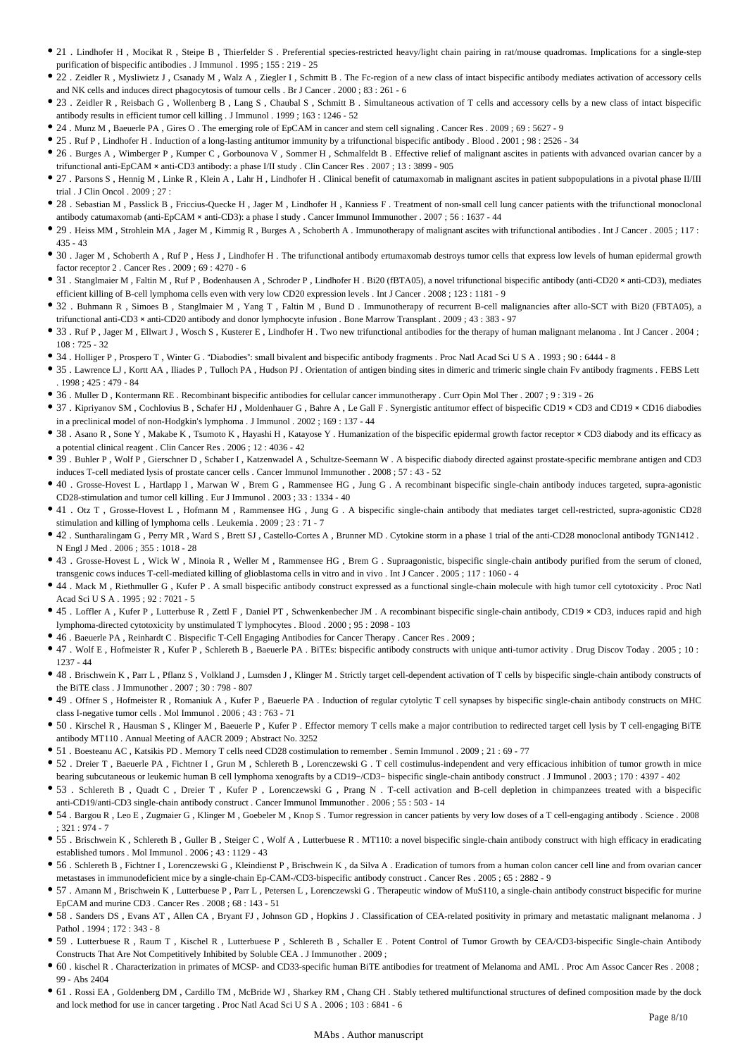- 21 . Lindhofer H , Mocikat R , Steipe B , Thierfelder S . Preferential species-restricted heavy/light chain pairing in rat/mouse quadromas. Implications for a single-step purification of bispecific antibodies . J Immunol . 1995 ; 155 : 219 - 25
- 22 . Zeidler R , Mysliwietz J , Csanady M , Walz A , Ziegler I , Schmitt B . The Fc-region of a new class of intact bispecific antibody mediates activation of accessory cells and NK cells and induces direct phagocytosis of tumour cells . Br J Cancer . 2000 ; 83 : 261 - 6
- 23 . Zeidler R , Reisbach G , Wollenberg B , Lang S , Chaubal S , Schmitt B . Simultaneous activation of T cells and accessory cells by a new class of intact bispecific antibody results in efficient tumor cell killing . J Immunol . 1999 ; 163 : 1246 - 52
- 24 . Munz M , Baeuerle PA , Gires O . The emerging role of EpCAM in cancer and stem cell signaling . Cancer Res . 2009 ; 69 : 5627 - 9
- 25 . Ruf P , Lindhofer H . Induction of a long-lasting antitumor immunity by a trifunctional bispecific antibody . Blood . 2001 ; 98 : 2526 - 34
- 26 . Burges A , Wimberger P , Kumper C , Gorbounova V , Sommer H , Schmalfeldt B . Effective relief of malignant ascites in patients with advanced ovarian cancer by a trifunctional anti-EpCAM × anti-CD3 antibody: a phase I/II study . Clin Cancer Res . 2007 ; 13 : 3899 - 905
- 27 . Parsons S , Hennig M , Linke R , Klein A , Lahr H , Lindhofer H . Clinical benefit of catumaxomab in malignant ascites in patient subpopulations in a pivotal phase II/III trial . J Clin Oncol . 2009 ; 27 :
- 28 . Sebastian M , Passlick B , Friccius-Quecke H , Jager M , Lindhofer H , Kanniess F . Treatment of non-small cell lung cancer patients with the trifunctional monoclonal antibody catumaxomab (anti-EpCAM × anti-CD3): a phase I study . Cancer Immunol Immunother . 2007 ; 56 : 1637 - 44
- 29 . Heiss MM , Strohlein MA , Jager M , Kimmig R , Burges A , Schoberth A . Immunotherapy of malignant ascites with trifunctional antibodies . Int J Cancer . 2005 ; 117 : 435 - 43
- 30 . Jager M , Schoberth A , Ruf P , Hess J , Lindhofer H . The trifunctional antibody ertumaxomab destroys tumor cells that express low levels of human epidermal growth factor receptor 2 . Cancer Res . 2009 ; 69 : 4270 - 6
- 31 . Stanglmaier M , Faltin M , Ruf P , Bodenhausen A , Schroder P , Lindhofer H . Bi20 (fBTA05), a novel trifunctional bispecific antibody (anti-CD20 × anti-CD3), mediates efficient killing of B-cell lymphoma cells even with very low CD20 expression levels . Int J Cancer . 2008 ; 123 : 1181 - 9
- 32 . Buhmann R , Simoes B , Stanglmaier M , Yang T , Faltin M , Bund D . Immunotherapy of recurrent B-cell malignancies after allo-SCT with Bi20 (FBTA05), a trifunctional anti-CD3 × anti-CD20 antibody and donor lymphocyte infusion . Bone Marrow Transplant . 2009 ; 43 : 383 - 97
- 33 . Ruf P , Jager M , Ellwart J , Wosch S , Kusterer E , Lindhofer H . Two new trifunctional antibodies for the therapy of human malignant melanoma . Int J Cancer . 2004 ; 108 : 725 - 32
- 34 . Holliger P , Prospero T , Winter G . "Diabodies": small bivalent and bispecific antibody fragments . Proc Natl Acad Sci U S A . 1993 ; 90 : 6444 - 8
- 35 . Lawrence LJ , Kortt AA , Iliades P , Tulloch PA , Hudson PJ . Orientation of antigen binding sites in dimeric and trimeric single chain Fv antibody fragments . FEBS Lett . 1998 ; 425 : 479 - 84
- 36 . Muller D , Kontermann RE . Recombinant bispecific antibodies for cellular cancer immunotherapy . Curr Opin Mol Ther . 2007 ; 9 : 319 - 26
- 37 . Kipriyanov SM , Cochlovius B , Schafer HJ , Moldenhauer G , Bahre A , Le Gall F . Synergistic antitumor effect of bispecific CD19 × CD3 and CD19 × CD16 diabodies in a preclinical model of non-Hodgkin's lymphoma . J Immunol . 2002 ; 169 : 137 - 44
- 38 . Asano R , Sone Y , Makabe K , Tsumoto K , Hayashi H , Katayose Y . Humanization of the bispecific epidermal growth factor receptor × CD3 diabody and its efficacy as a potential clinical reagent . Clin Cancer Res . 2006 ; 12 : 4036 - 42
- 39 . Buhler P , Wolf P , Gierschner D , Schaber I , Katzenwadel A , Schultze-Seemann W . A bispecific diabody directed against prostate-specific membrane antigen and CD3 induces T-cell mediated lysis of prostate cancer cells . Cancer Immunol Immunother . 2008 ; 57 : 43 - 52
- 40 . Grosse-Hovest L , Hartlapp I , Marwan W , Brem G , Rammensee HG , Jung G . A recombinant bispecific single-chain antibody induces targeted, supra-agonistic CD28-stimulation and tumor cell killing . Eur J Immunol . 2003 ; 33 : 1334 - 40
- 41 . Otz T , Grosse-Hovest L , Hofmann M , Rammensee HG , Jung G . A bispecific single-chain antibody that mediates target cell-restricted, supra-agonistic CD28 stimulation and killing of lymphoma cells . Leukemia . 2009 ; 23 : 71 - 7
- 42 . Suntharalingam G , Perry MR , Ward S , Brett SJ , Castello-Cortes A , Brunner MD . Cytokine storm in a phase 1 trial of the anti-CD28 monoclonal antibody TGN1412 . N Engl J Med . 2006 ; 355 : 1018 - 28
- 43 . Grosse-Hovest L , Wick W , Minoia R , Weller M , Rammensee HG , Brem G . Supraagonistic, bispecific single-chain antibody purified from the serum of cloned, transgenic cows induces T-cell-mediated killing of glioblastoma cells in vitro and in vivo . Int J Cancer . 2005 ; 117 : 1060 - 4
- 44 . Mack M , Riethmuller G , Kufer P . A small bispecific antibody construct expressed as a functional single-chain molecule with high tumor cell cytotoxicity . Proc Natl Acad Sci U S A . 1995 ; 92 : 7021 - 5
- 45 . Loffler A , Kufer P , Lutterbuse R , Zettl F , Daniel PT , Schwenkenbecher JM . A recombinant bispecific single-chain antibody, CD19 × CD3, induces rapid and high lymphoma-directed cytotoxicity by unstimulated T lymphocytes . Blood . 2000 ; 95 : 2098 - 103
- 46 . Baeuerle PA , Reinhardt C . Bispecific T-Cell Engaging Antibodies for Cancer Therapy . Cancer Res . 2009 ;
- 47 . Wolf E , Hofmeister R , Kufer P , Schlereth B , Baeuerle PA . BiTEs: bispecific antibody constructs with unique anti-tumor activity . Drug Discov Today . 2005 ; 10 : 1237 - 44
- 48 . Brischwein K , Parr L , Pflanz S , Volkland J , Lumsden J , Klinger M . Strictly target cell-dependent activation of T cells by bispecific single-chain antibody constructs of the BiTE class . J Immunother . 2007 ; 30 : 798 - 807
- 49 . Offner S , Hofmeister R , Romaniuk A , Kufer P , Baeuerle PA . Induction of regular cytolytic T cell synapses by bispecific single-chain antibody constructs on MHC class I-negative tumor cells . Mol Immunol . 2006 ; 43 : 763 - 71
- 50 . Kirschel R , Hausman S , Klinger M , Baeuerle P , Kufer P . Effector memory T cells make a major contribution to redirected target cell lysis by T cell-engaging BiTE antibody MT110 . Annual Meeting of AACR 2009 ; Abstract No. 3252
- 51 . Boesteanu AC , Katsikis PD . Memory T cells need CD28 costimulation to remember . Semin Immunol . 2009 ; 21 : 69 - 77
- 52 . Dreier T , Baeuerle PA , Fichtner I , Grun M , Schlereth B , Lorenczewski G . T cell costimulus-independent and very efficacious inhibition of tumor growth in mice bearing subcutaneous or leukemic human B cell lymphoma xenografts by a CD19−/CD3− bispecific single-chain antibody construct . J Immunol . 2003 ; 170 : 4397 - 402
- 53 . Schlereth B , Quadt C , Dreier T , Kufer P , Lorenczewski G , Prang N . T-cell activation and B-cell depletion in chimpanzees treated with a bispecific anti-CD19/anti-CD3 single-chain antibody construct . Cancer Immunol Immunother . 2006 ; 55 : 503 - 14
- 54 . Bargou R , Leo E , Zugmaier G , Klinger M , Goebeler M , Knop S . Tumor regression in cancer patients by very low doses of a T cell-engaging antibody . Science . 2008 ; 321 : 974 - 7
- 55 . Brischwein K , Schlereth B , Guller B , Steiger C , Wolf A , Lutterbuese R . MT110: a novel bispecific single-chain antibody construct with high efficacy in eradicating established tumors . Mol Immunol . 2006 ; 43 : 1129 - 43
- 56 . Schlereth B , Fichtner I , Lorenczewski G , Kleindienst P , Brischwein K , da Silva A . Eradication of tumors from a human colon cancer cell line and from ovarian cancer metastases in immunodeficient mice by a single-chain Ep-CAM-/CD3-bispecific antibody construct . Cancer Res . 2005 ; 65 : 2882 - 9
- 57 . Amann M , Brischwein K , Lutterbuese P , Parr L , Petersen L , Lorenczewski G . Therapeutic window of MuS110, a single-chain antibody construct bispecific for murine EpCAM and murine CD3 . Cancer Res . 2008 ; 68 : 143 - 51
- 58 . Sanders DS , Evans AT , Allen CA , Bryant FJ , Johnson GD , Hopkins J . Classification of CEA-related positivity in primary and metastatic malignant melanoma . J Pathol . 1994 ; 172 : 343 - 8
- 59 . Lutterbuese R , Raum T , Kischel R , Lutterbuese P , Schlereth B , Schaller E . Potent Control of Tumor Growth by CEA/CD3-bispecific Single-chain Antibody Constructs That Are Not Competitively Inhibited by Soluble CEA . J Immunother . 2009 ;
- 60 . kischel R . Characterization in primates of MCSP- and CD33-specific human BiTE antibodies for treatment of Melanoma and AML . Proc Am Assoc Cancer Res . 2008 ; 99 - Abs 2404
- 61 . Rossi EA , Goldenberg DM , Cardillo TM , McBride WJ , Sharkey RM , Chang CH . Stably tethered multifunctional structures of defined composition made by the dock and lock method for use in cancer targeting . Proc Natl Acad Sci U S A . 2006 ; 103 : 6841 - 6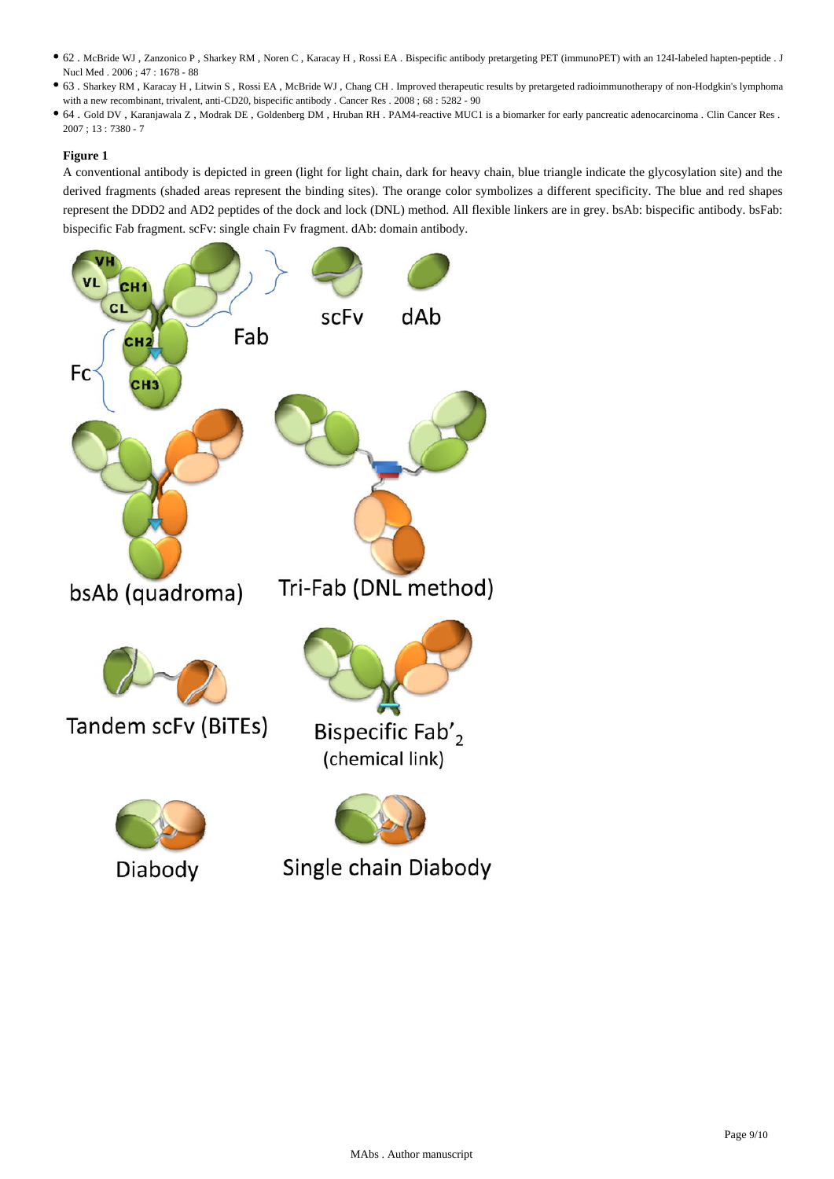- 62 . McBride WJ , Zanzonico P , Sharkey RM , Noren C , Karacay H , Rossi EA . Bispecific antibody pretargeting PET (immunoPET) with an 124I-labeled hapten-peptide . J Nucl Med . 2006 ; 47 : 1678 - 88
- 63 . Sharkey RM , Karacay H , Litwin S , Rossi EA , McBride WJ , Chang CH . Improved therapeutic results by pretargeted radioimmunotherapy of non-Hodgkin's lymphoma with a new recombinant, trivalent, anti-CD20, bispecific antibody . Cancer Res . 2008 ; 68 : 5282 - 90
- 64 . Gold DV , Karanjawala Z , Modrak DE , Goldenberg DM , Hruban RH . PAM4-reactive MUC1 is a biomarker for early pancreatic adenocarcinoma . Clin Cancer Res . 2007 ; 13 : 7380 - 7

**Figure 1**

A conventional antibody is depicted in green (light for light chain, dark for heavy chain, blue triangle indicate the glycosylation site) and the derived fragments (shaded areas represent the binding sites). The orange color symbolizes a different specificity. The blue and red shapes represent the DDD2 and AD2 peptides of the dock and lock (DNL) method. All flexible linkers are in grey. bsAb: bispecific antibody. bsFab: bispecific Fab fragment. scFv: single chain Fv fragment. dAb: domain antibody.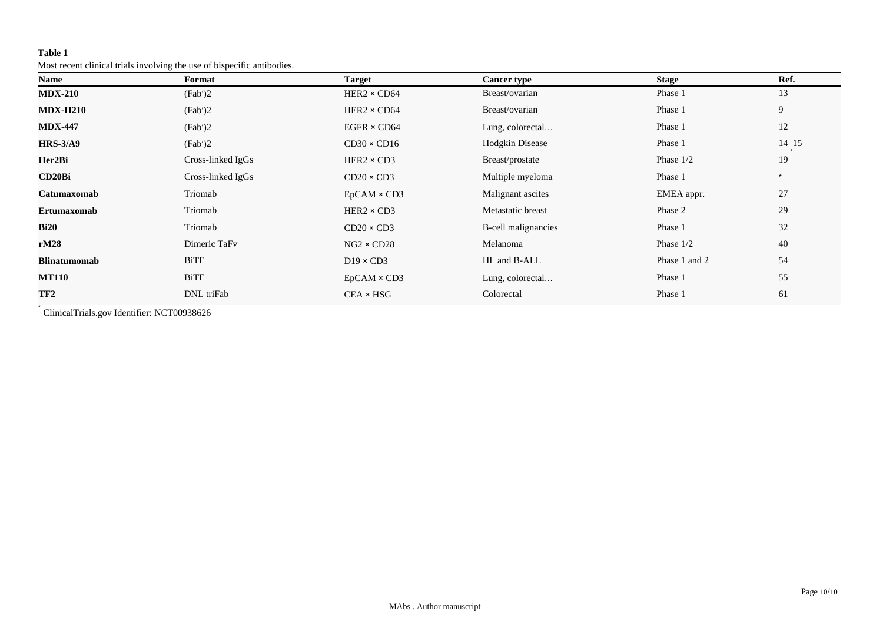**Table 1**

Most recent clinical trials involving the use of bispecific antibodies.

| Name | Format | Target | Cancer type | Stage | Ref. |
|---|---|---|---|---|---|
| **MDX-210** | (Fab′)2 | HER2 × CD64 | Breast/ovarian | Phase 1 | 13 |
| **MDX-H210** | (Fab′)2 | HER2 × CD64 | Breast/ovarian | Phase 1 | 9 |
| **MDX-447** | (Fab′)2 | EGFR × CD64 | Lung, colorectal… | Phase 1 | 12 |
| **HRS-3/A9** | (Fab′)2 | CD30 × CD16 | Hodgkin Disease | Phase 1 | 14, 15 |
| **Her2Bi** | Cross-linked IgGs | HER2 × CD3 | Breast/prostate | Phase 1/2 | 19 |
| **CD20Bi** | Cross-linked IgGs | CD20 × CD3 | Multiple myeloma | Phase 1 | * |
| **Catumaxomab** | Triomab | EpCAM × CD3 | Malignant ascites | EMEA appr. | 27 |
| **Ertumaxomab** | Triomab | HER2 × CD3 | Metastatic breast | Phase 2 | 29 |
| **Bi20** | Triomab | CD20 × CD3 | B-cell malignancies | Phase 1 | 32 |
| **rM28** | Dimeric TaFv | NG2 × CD28 | Melanoma | Phase 1/2 | 40 |
| **Blinatumomab** | BiTE | D19 × CD3 | HL and B-ALL | Phase 1 and 2 | 54 |
| **MT110** | BiTE | EpCAM × CD3 | Lung, colorectal… | Phase 1 | 55 |
| **TF2** | DNL triFab | CEA × HSG | Colorectal | Phase 1 | 61 |

* ClinicalTrials.gov Identifier: NCT00938626